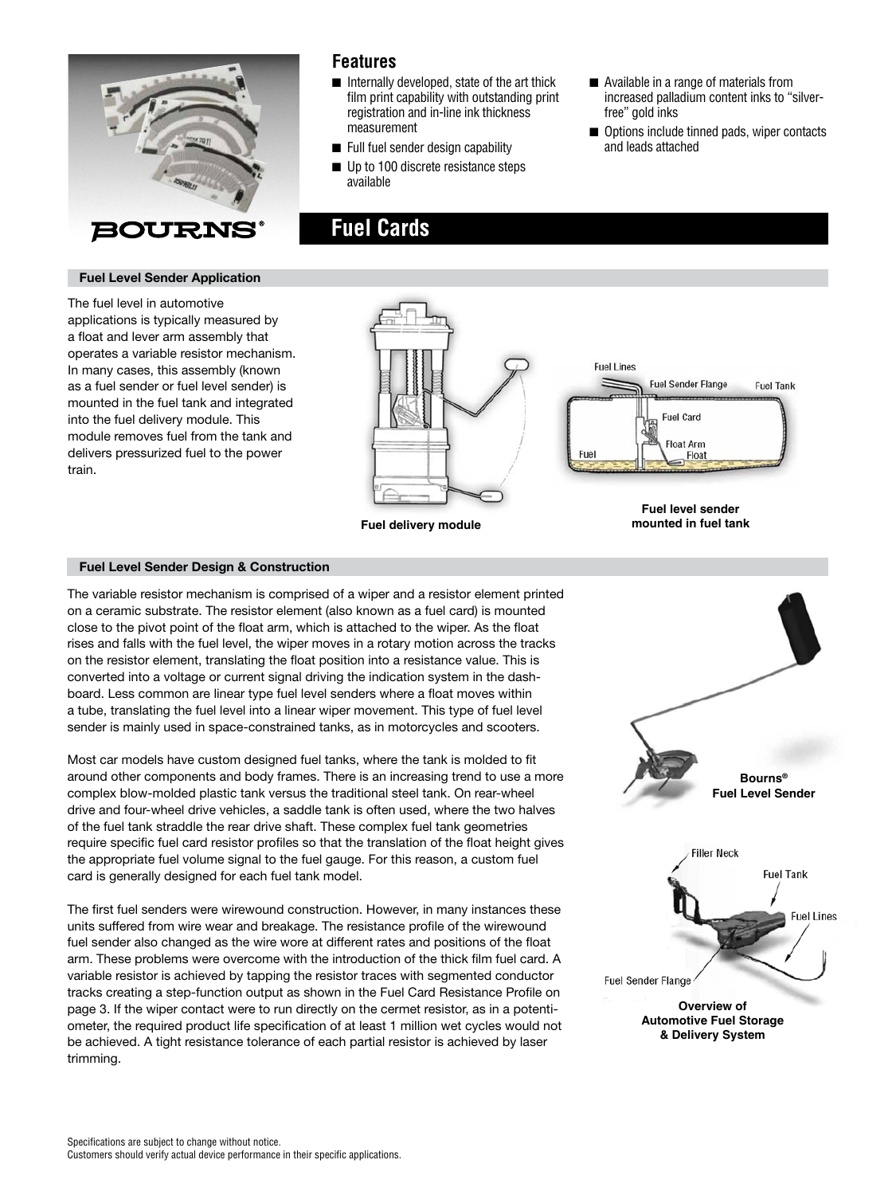## Features

- Internally developed, state of the art thick film print capability with outstanding print registration and in-line ink thickness measurement
- Full fuel sender design capability
- Up to 100 discrete resistance steps available
- Available in a range of materials from increased palladium content inks to "silver-free" gold inks
- Options include tinned pads, wiper contacts and leads attached

# Fuel Cards

### Fuel Level Sender Application

The fuel level in automotive applications is typically measured by a float and lever arm assembly that operates a variable resistor mechanism. In many cases, this assembly (known as a fuel sender or fuel level sender) is mounted in the fuel tank and integrated into the fuel delivery module. This module removes fuel from the tank and delivers pressurized fuel to the power train.

Fuel Lines
Fuel Sender Flange
Fuel Tank
Fuel Card
Float Arm
Fuel
Float

**Fuel delivery module**

**Fuel level sender mounted in fuel tank**

### Fuel Level Sender Design & Construction

The variable resistor mechanism is comprised of a wiper and a resistor element printed on a ceramic substrate. The resistor element (also known as a fuel card) is mounted close to the pivot point of the float arm, which is attached to the wiper. As the float rises and falls with the fuel level, the wiper moves in a rotary motion across the tracks on the resistor element, translating the float position into a resistance value. This is converted into a voltage or current signal driving the indication system in the dashboard. Less common are linear type fuel level senders where a float moves within a tube, translating the fuel level into a linear wiper movement. This type of fuel level sender is mainly used in space-constrained tanks, as in motorcycles and scooters.

Most car models have custom designed fuel tanks, where the tank is molded to fit around other components and body frames. There is an increasing trend to use a more complex blow-molded plastic tank versus the traditional steel tank. On rear-wheel drive and four-wheel drive vehicles, a saddle tank is often used, where the two halves of the fuel tank straddle the rear drive shaft. These complex fuel tank geometries require specific fuel card resistor profiles so that the translation of the float height gives the appropriate fuel volume signal to the fuel gauge. For this reason, a custom fuel card is generally designed for each fuel tank model.

The first fuel senders were wirewound construction. However, in many instances these units suffered from wire wear and breakage. The resistance profile of the wirewound fuel sender also changed as the wire wore at different rates and positions of the float arm. These problems were overcome with the introduction of the thick film fuel card. A variable resistor is achieved by tapping the resistor traces with segmented conductor tracks creating a step-function output as shown in the Fuel Card Resistance Profile on page 3. If the wiper contact were to run directly on the cermet resistor, as in a potentiometer, the required product life specification of at least 1 million wet cycles would not be achieved. A tight resistance tolerance of each partial resistor is achieved by laser trimming.

**Bourns® Fuel Level Sender**

Filler Neck
Fuel Tank
Fuel Lines
Fuel Sender Flange

**Overview of Automotive Fuel Storage & Delivery System**

Specifications are subject to change without notice.
Customers should verify actual device performance in their specific applications.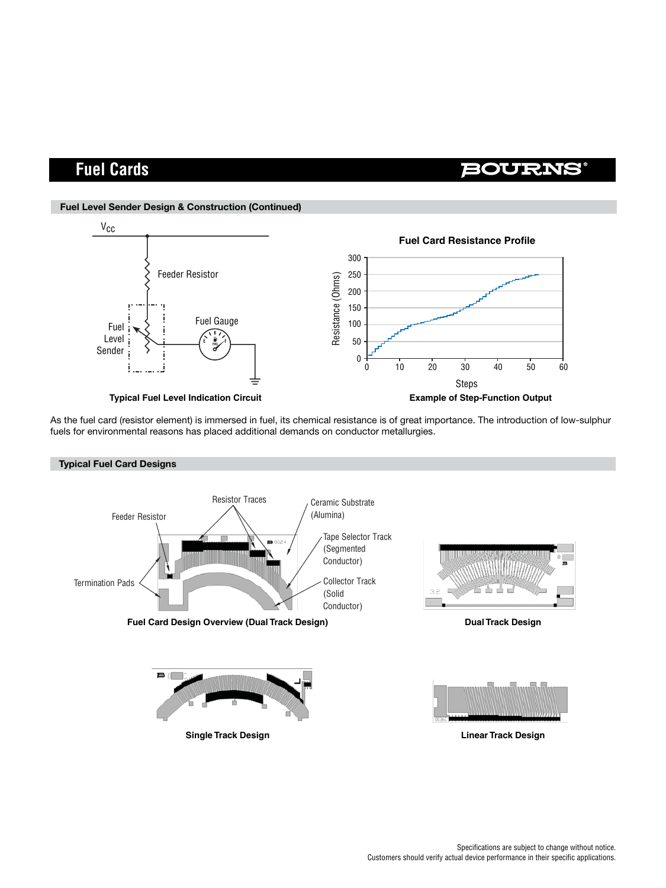## Fuel Level Sender Design & Construction (Continued)

$V_{CC}$

Feeder Resistor

Fuel Level Sender

Fuel Gauge

Typical Fuel Level Indication Circuit

Fuel Card Resistance Profile

Resistance (Ohms)

300
250
200
150
100
50
0

0 10 20 30 40 50 60

Steps

Example of Step-Function Output

As the fuel card (resistor element) is immersed in fuel, its chemical resistance is of great importance. The introduction of low-sulphur fuels for environmental reasons has placed additional demands on conductor metallurgies.

## Typical Fuel Card Designs

Resistor Traces

Ceramic Substrate (Alumina)

Feeder Resistor

Tape Selector Track (Segmented Conductor)

Termination Pads

Collector Track (Solid Conductor)

**Fuel Card Design Overview (Dual Track Design)**

**Dual Track Design**

**Single Track Design**

**Linear Track Design**

Specifications are subject to change without notice.
Customers should verify actual device performance in their specific applications.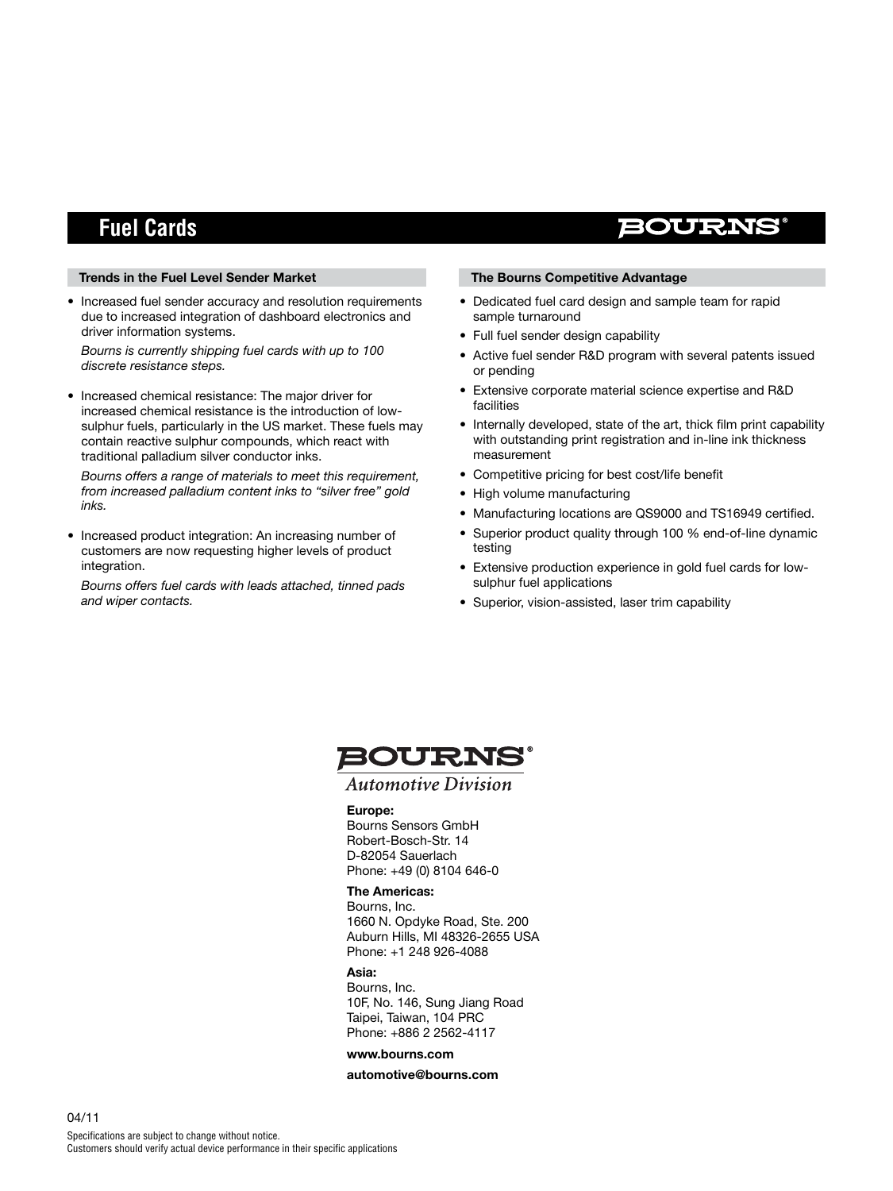# Fuel Cards

BOURNS®

### Trends in the Fuel Level Sender Market

- Increased fuel sender accuracy and resolution requirements due to increased integration of dashboard electronics and driver information systems.

  *Bourns is currently shipping fuel cards with up to 100 discrete resistance steps.*

- Increased chemical resistance: The major driver for increased chemical resistance is the introduction of low-sulphur fuels, particularly in the US market. These fuels may contain reactive sulphur compounds, which react with traditional palladium silver conductor inks.

  *Bourns offers a range of materials to meet this requirement, from increased palladium content inks to "silver free" gold inks.*

- Increased product integration: An increasing number of customers are now requesting higher levels of product integration.

  *Bourns offers fuel cards with leads attached, tinned pads and wiper contacts.*

### The Bourns Competitive Advantage

- Dedicated fuel card design and sample team for rapid sample turnaround
- Full fuel sender design capability
- Active fuel sender R&D program with several patents issued or pending
- Extensive corporate material science expertise and R&D facilities
- Internally developed, state of the art, thick film print capability with outstanding print registration and in-line ink thickness measurement
- Competitive pricing for best cost/life benefit
- High volume manufacturing
- Manufacturing locations are QS9000 and TS16949 certified.
- Superior product quality through 100 % end-of-line dynamic testing
- Extensive production experience in gold fuel cards for low-sulphur fuel applications
- Superior, vision-assisted, laser trim capability

BOURNS®
*Automotive Division*

**Europe:**
Bourns Sensors GmbH
Robert-Bosch-Str. 14
D-82054 Sauerlach
Phone: +49 (0) 8104 646-0

**The Americas:**
Bourns, Inc.
1660 N. Opdyke Road, Ste. 200
Auburn Hills, MI 48326-2655 USA
Phone: +1 248 926-4088

**Asia:**
Bourns, Inc.
10F, No. 146, Sung Jiang Road
Taipei, Taiwan, 104 PRC
Phone: +886 2 2562-4117

**www.bourns.com**

**automotive@bourns.com**

04/11

Specifications are subject to change without notice.
Customers should verify actual device performance in their specific applications